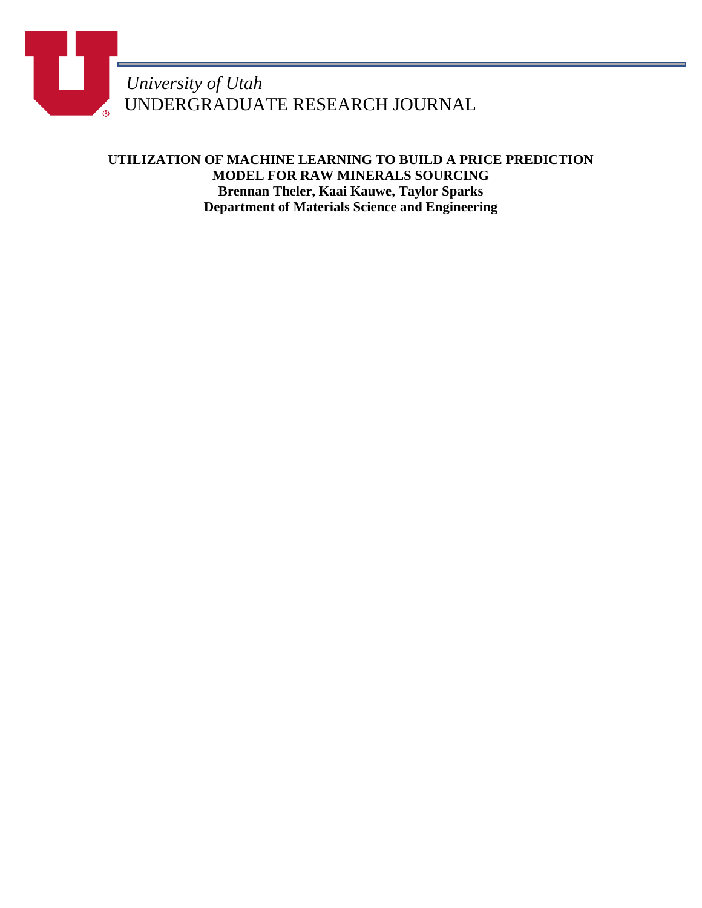*University of Utah*
UNDERGRADUATE RESEARCH JOURNAL

# UTILIZATION OF MACHINE LEARNING TO BUILD A PRICE PREDICTION MODEL FOR RAW MINERALS SOURCING

**Brennan Theler, Kaai Kauwe, Taylor Sparks**
**Department of Materials Science and Engineering**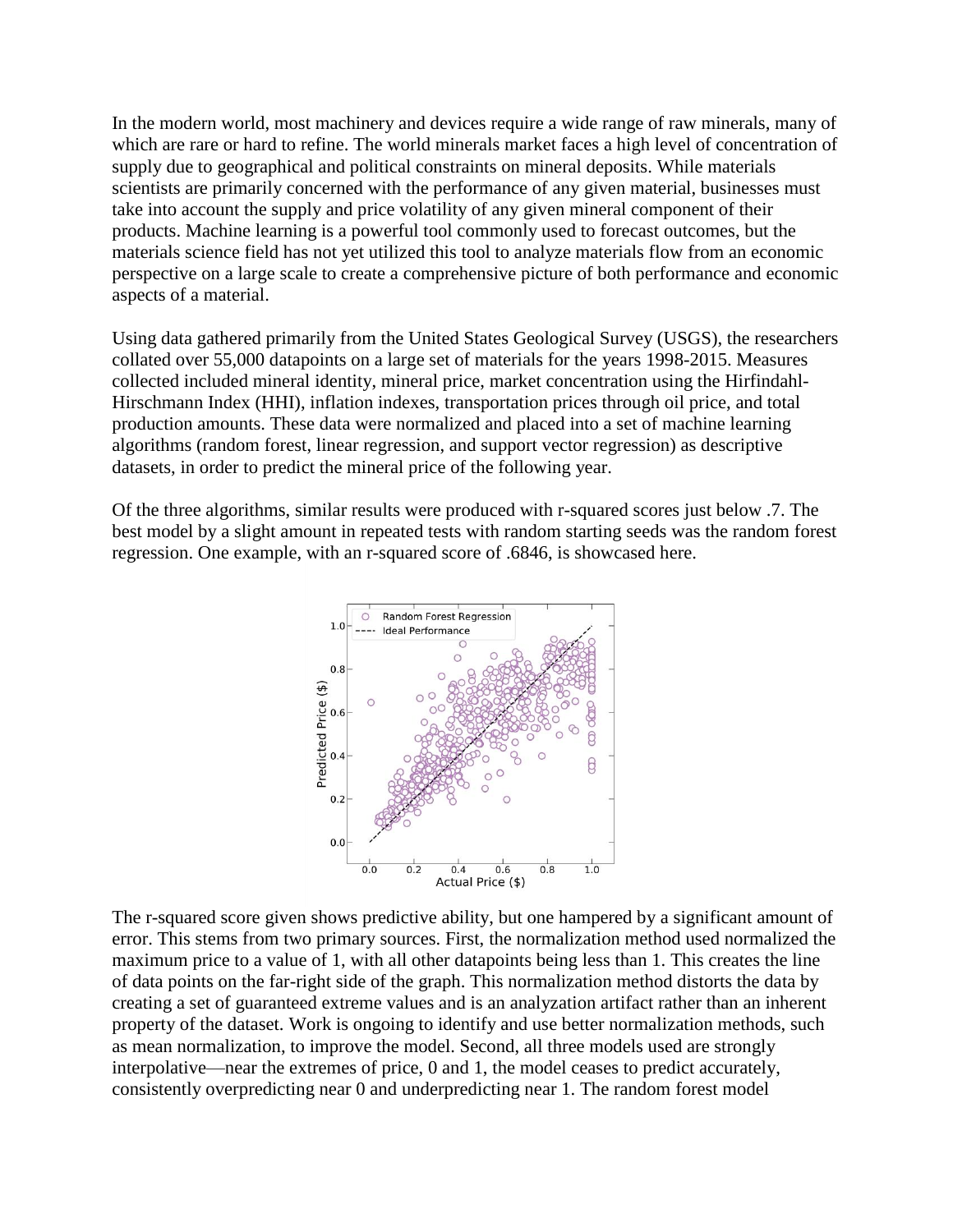In the modern world, most machinery and devices require a wide range of raw minerals, many of which are rare or hard to refine. The world minerals market faces a high level of concentration of supply due to geographical and political constraints on mineral deposits. While materials scientists are primarily concerned with the performance of any given material, businesses must take into account the supply and price volatility of any given mineral component of their products. Machine learning is a powerful tool commonly used to forecast outcomes, but the materials science field has not yet utilized this tool to analyze materials flow from an economic perspective on a large scale to create a comprehensive picture of both performance and economic aspects of a material.

Using data gathered primarily from the United States Geological Survey (USGS), the researchers collated over 55,000 datapoints on a large set of materials for the years 1998-2015. Measures collected included mineral identity, mineral price, market concentration using the Hirfindahl-Hirschmann Index (HHI), inflation indexes, transportation prices through oil price, and total production amounts. These data were normalized and placed into a set of machine learning algorithms (random forest, linear regression, and support vector regression) as descriptive datasets, in order to predict the mineral price of the following year.

Of the three algorithms, similar results were produced with r-squared scores just below .7. The best model by a slight amount in repeated tests with random starting seeds was the random forest regression. One example, with an r-squared score of .6846, is showcased here.

The r-squared score given shows predictive ability, but one hampered by a significant amount of error. This stems from two primary sources. First, the normalization method used normalized the maximum price to a value of 1, with all other datapoints being less than 1. This creates the line of data points on the far-right side of the graph. This normalization method distorts the data by creating a set of guaranteed extreme values and is an analyzation artifact rather than an inherent property of the dataset. Work is ongoing to identify and use better normalization methods, such as mean normalization, to improve the model. Second, all three models used are strongly interpolative—near the extremes of price, 0 and 1, the model ceases to predict accurately, consistently overpredicting near 0 and underpredicting near 1. The random forest model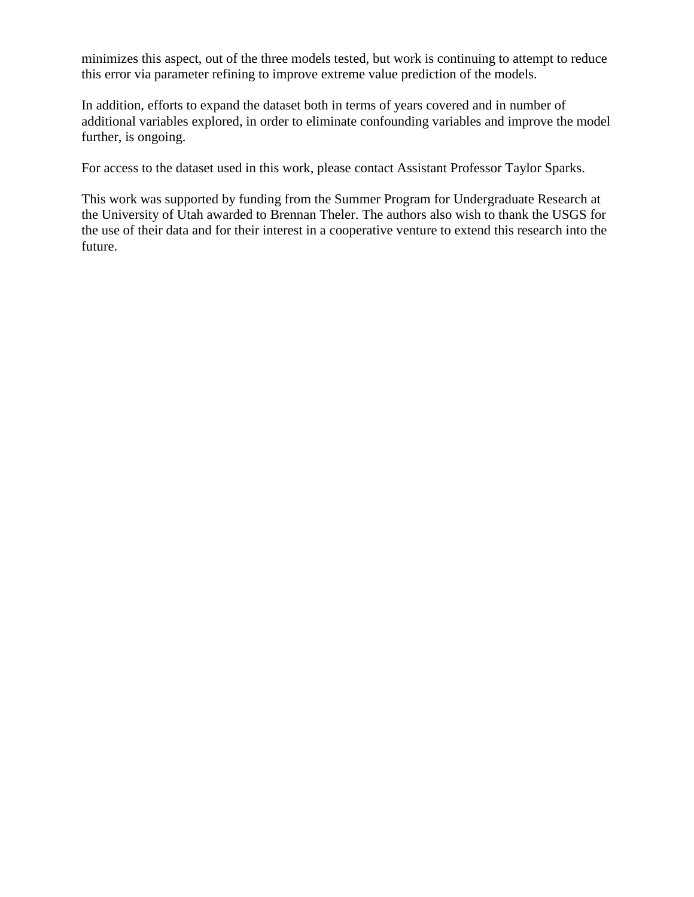minimizes this aspect, out of the three models tested, but work is continuing to attempt to reduce this error via parameter refining to improve extreme value prediction of the models.

In addition, efforts to expand the dataset both in terms of years covered and in number of additional variables explored, in order to eliminate confounding variables and improve the model further, is ongoing.

For access to the dataset used in this work, please contact Assistant Professor Taylor Sparks.

This work was supported by funding from the Summer Program for Undergraduate Research at the University of Utah awarded to Brennan Theler. The authors also wish to thank the USGS for the use of their data and for their interest in a cooperative venture to extend this research into the future.